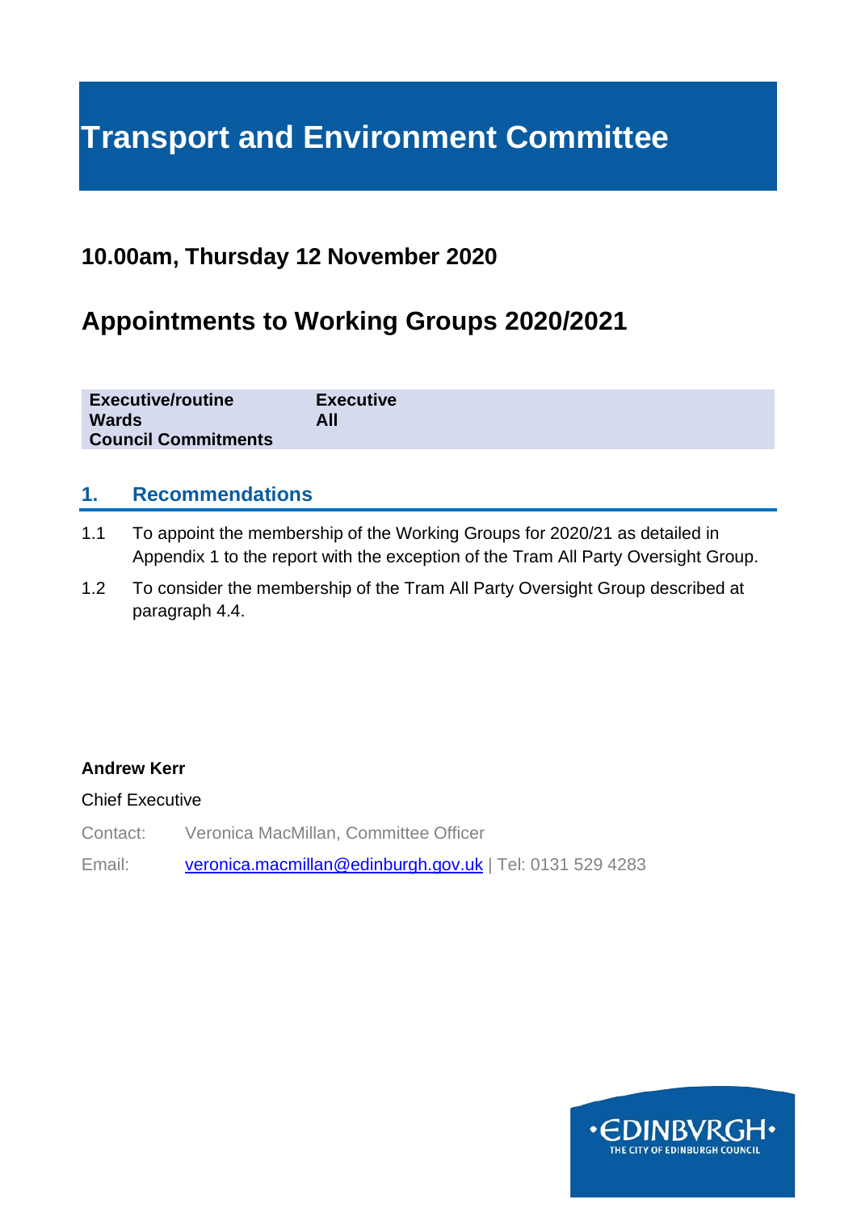# Transport and Environment Committee

## 10.00am, Thursday 12 November 2020

## Appointments to Working Groups 2020/2021

| | |
|---|---|
| **Executive/routine** | **Executive** |
| **Wards** | **All** |
| **Council Commitments** | |

### 1. Recommendations

1.1 To appoint the membership of the Working Groups for 2020/21 as detailed in Appendix 1 to the report with the exception of the Tram All Party Oversight Group.

1.2 To consider the membership of the Tram All Party Oversight Group described at paragraph 4.4.

**Andrew Kerr**

Chief Executive

Contact: Veronica MacMillan, Committee Officer

Email: veronica.macmillan@edinburgh.gov.uk | Tel: 0131 529 4283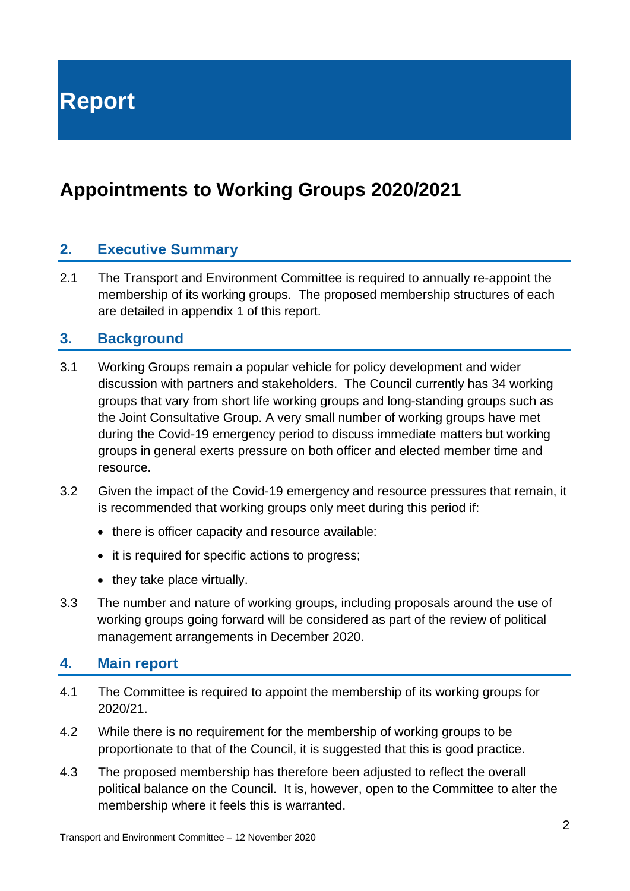# Report

# Appointments to Working Groups 2020/2021

## 2. Executive Summary

2.1 The Transport and Environment Committee is required to annually re-appoint the membership of its working groups. The proposed membership structures of each are detailed in appendix 1 of this report.

## 3. Background

3.1 Working Groups remain a popular vehicle for policy development and wider discussion with partners and stakeholders. The Council currently has 34 working groups that vary from short life working groups and long-standing groups such as the Joint Consultative Group. A very small number of working groups have met during the Covid-19 emergency period to discuss immediate matters but working groups in general exerts pressure on both officer and elected member time and resource.

3.2 Given the impact of the Covid-19 emergency and resource pressures that remain, it is recommended that working groups only meet during this period if:

- there is officer capacity and resource available:
- it is required for specific actions to progress;
- they take place virtually.

3.3 The number and nature of working groups, including proposals around the use of working groups going forward will be considered as part of the review of political management arrangements in December 2020.

## 4. Main report

4.1 The Committee is required to appoint the membership of its working groups for 2020/21.

4.2 While there is no requirement for the membership of working groups to be proportionate to that of the Council, it is suggested that this is good practice.

4.3 The proposed membership has therefore been adjusted to reflect the overall political balance on the Council. It is, however, open to the Committee to alter the membership where it feels this is warranted.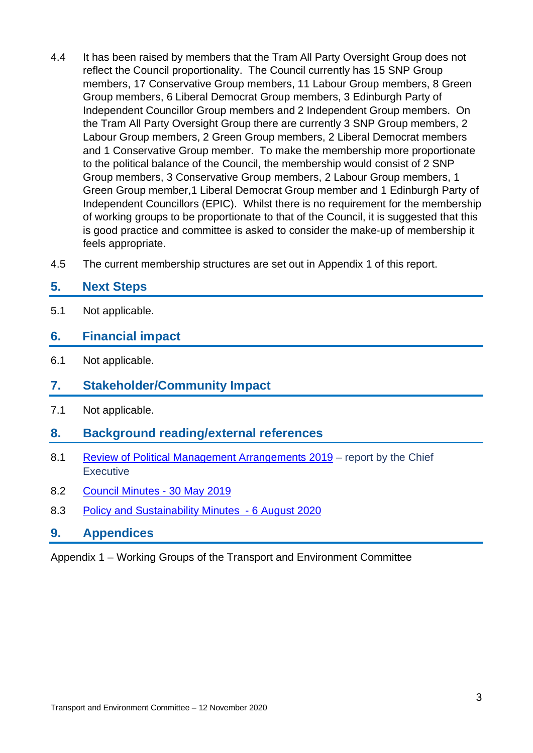4.4 It has been raised by members that the Tram All Party Oversight Group does not reflect the Council proportionality. The Council currently has 15 SNP Group members, 17 Conservative Group members, 11 Labour Group members, 8 Green Group members, 6 Liberal Democrat Group members, 3 Edinburgh Party of Independent Councillor Group members and 2 Independent Group members. On the Tram All Party Oversight Group there are currently 3 SNP Group members, 2 Labour Group members, 2 Green Group members, 2 Liberal Democrat members and 1 Conservative Group member. To make the membership more proportionate to the political balance of the Council, the membership would consist of 2 SNP Group members, 3 Conservative Group members, 2 Labour Group members, 1 Green Group member,1 Liberal Democrat Group member and 1 Edinburgh Party of Independent Councillors (EPIC). Whilst there is no requirement for the membership of working groups to be proportionate to that of the Council, it is suggested that this is good practice and committee is asked to consider the make-up of membership it feels appropriate.

4.5 The current membership structures are set out in Appendix 1 of this report.

## 5. Next Steps

5.1 Not applicable.

## 6. Financial impact

6.1 Not applicable.

## 7. Stakeholder/Community Impact

7.1 Not applicable.

## 8. Background reading/external references

8.1 Review of Political Management Arrangements 2019 – report by the Chief Executive

8.2 Council Minutes - 30 May 2019

8.3 Policy and Sustainability Minutes - 6 August 2020

## 9. Appendices

Appendix 1 – Working Groups of the Transport and Environment Committee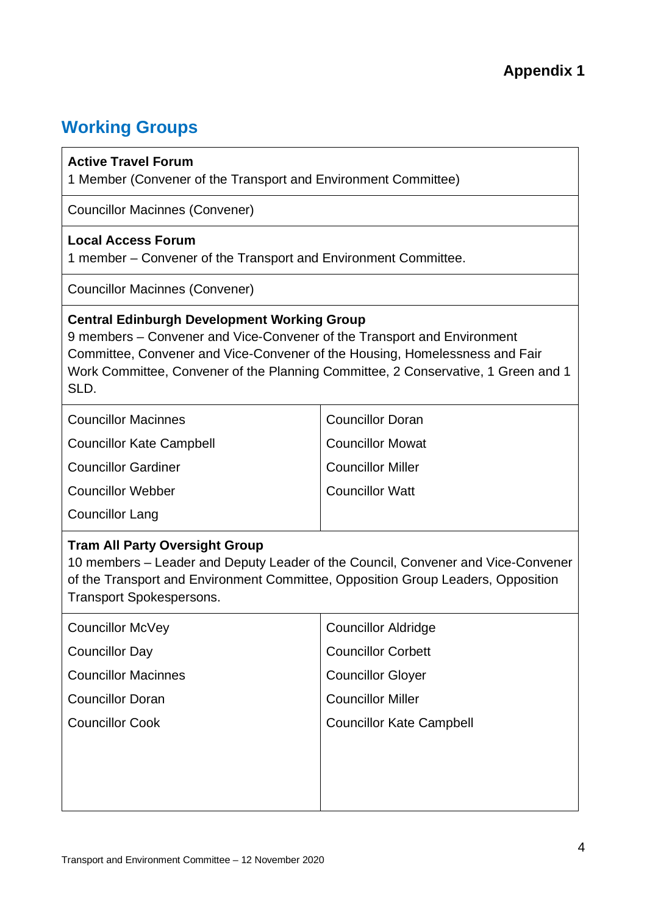**Appendix 1**

## Working Groups

**Active Travel Forum**
1 Member (Convener of the Transport and Environment Committee)

Councillor Macinnes (Convener)

**Local Access Forum**
1 member – Convener of the Transport and Environment Committee.

Councillor Macinnes (Convener)

**Central Edinburgh Development Working Group**
9 members – Convener and Vice-Convener of the Transport and Environment Committee, Convener and Vice-Convener of the Housing, Homelessness and Fair Work Committee, Convener of the Planning Committee, 2 Conservative, 1 Green and 1 SLD.

| | |
|---|---|
| Councillor Macinnes | Councillor Doran |
| Councillor Kate Campbell | Councillor Mowat |
| Councillor Gardiner | Councillor Miller |
| Councillor Webber | Councillor Watt |
| Councillor Lang | |

**Tram All Party Oversight Group**
10 members – Leader and Deputy Leader of the Council, Convener and Vice-Convener of the Transport and Environment Committee, Opposition Group Leaders, Opposition Transport Spokespersons.

| | |
|---|---|
| Councillor McVey | Councillor Aldridge |
| Councillor Day | Councillor Corbett |
| Councillor Macinnes | Councillor Gloyer |
| Councillor Doran | Councillor Miller |
| Councillor Cook | Councillor Kate Campbell |

Transport and Environment Committee – 12 November 2020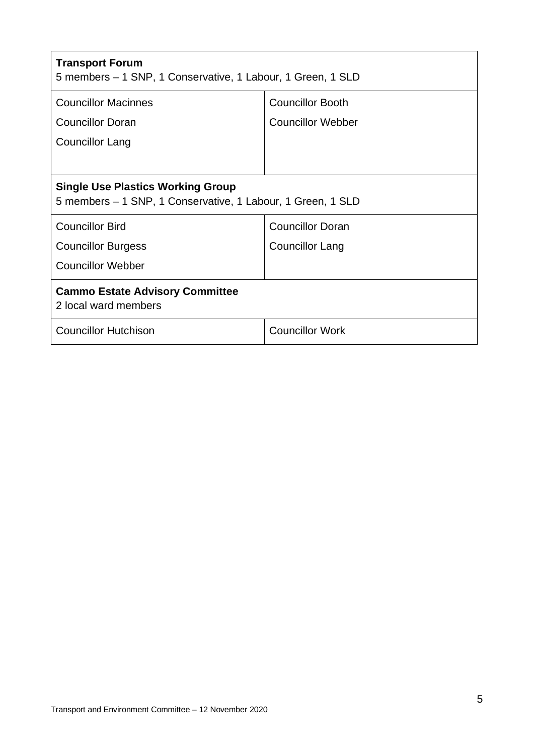| | |
|---|---|
| **Transport Forum**<br>5 members – 1 SNP, 1 Conservative, 1 Labour, 1 Green, 1 SLD | |
| Councillor Macinnes<br>Councillor Doran<br>Councillor Lang | Councillor Booth<br>Councillor Webber |
| **Single Use Plastics Working Group**<br>5 members – 1 SNP, 1 Conservative, 1 Labour, 1 Green, 1 SLD | |
| Councillor Bird<br>Councillor Burgess<br>Councillor Webber | Councillor Doran<br>Councillor Lang |
| **Cammo Estate Advisory Committee**<br>2 local ward members | |
| Councillor Hutchison | Councillor Work |

Transport and Environment Committee – 12 November 2020